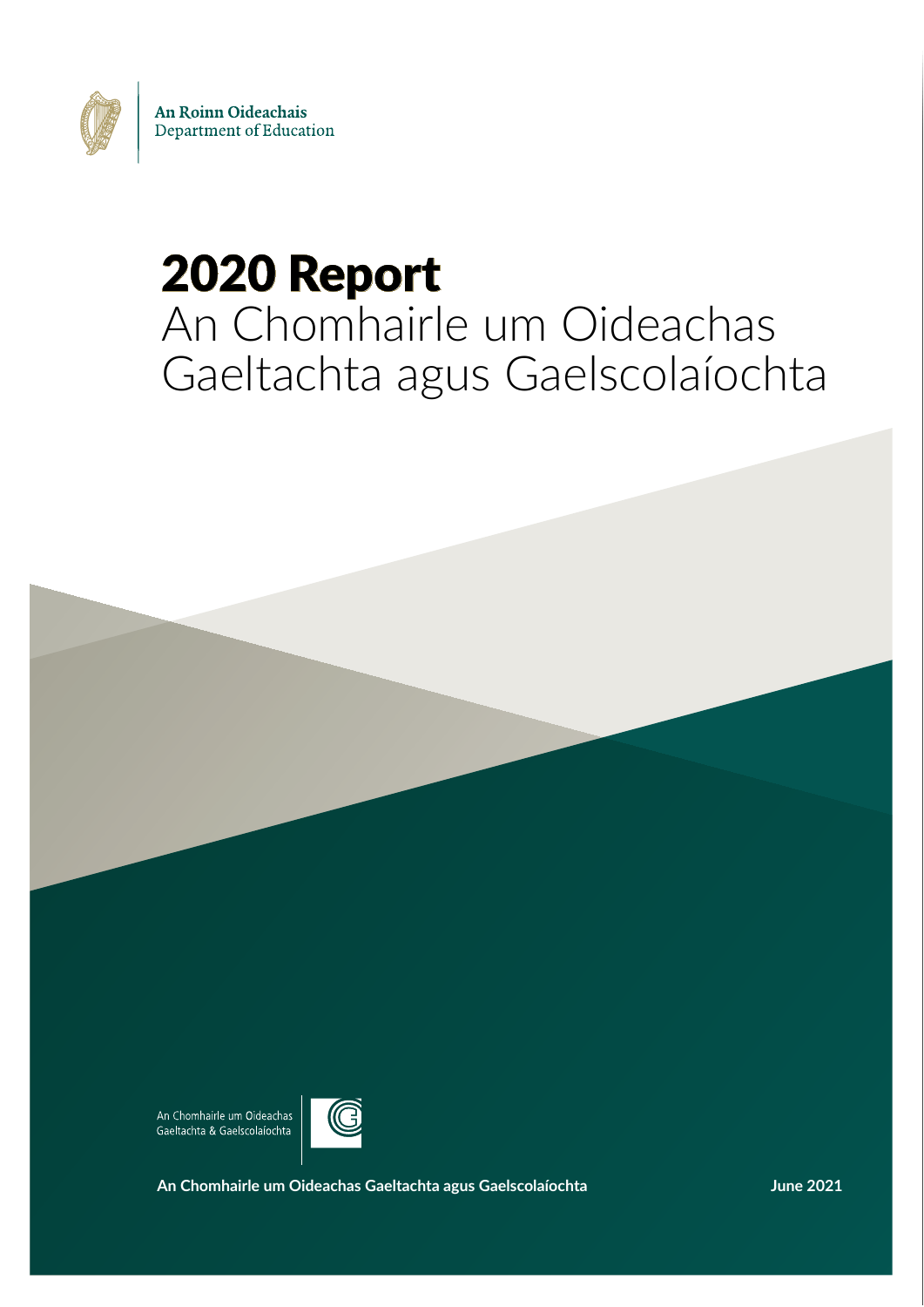An Roinn Oideachais
Department of Education

# 2020 Report

An Chomhairle um Oideachas Gaeltachta agus Gaelscolaíochta

An Chomhairle um Oideachas Gaeltachta & Gaelscolaíochta

**An Chomhairle um Oideachas Gaeltachta agus Gaelscolaíochta**

**June 2021**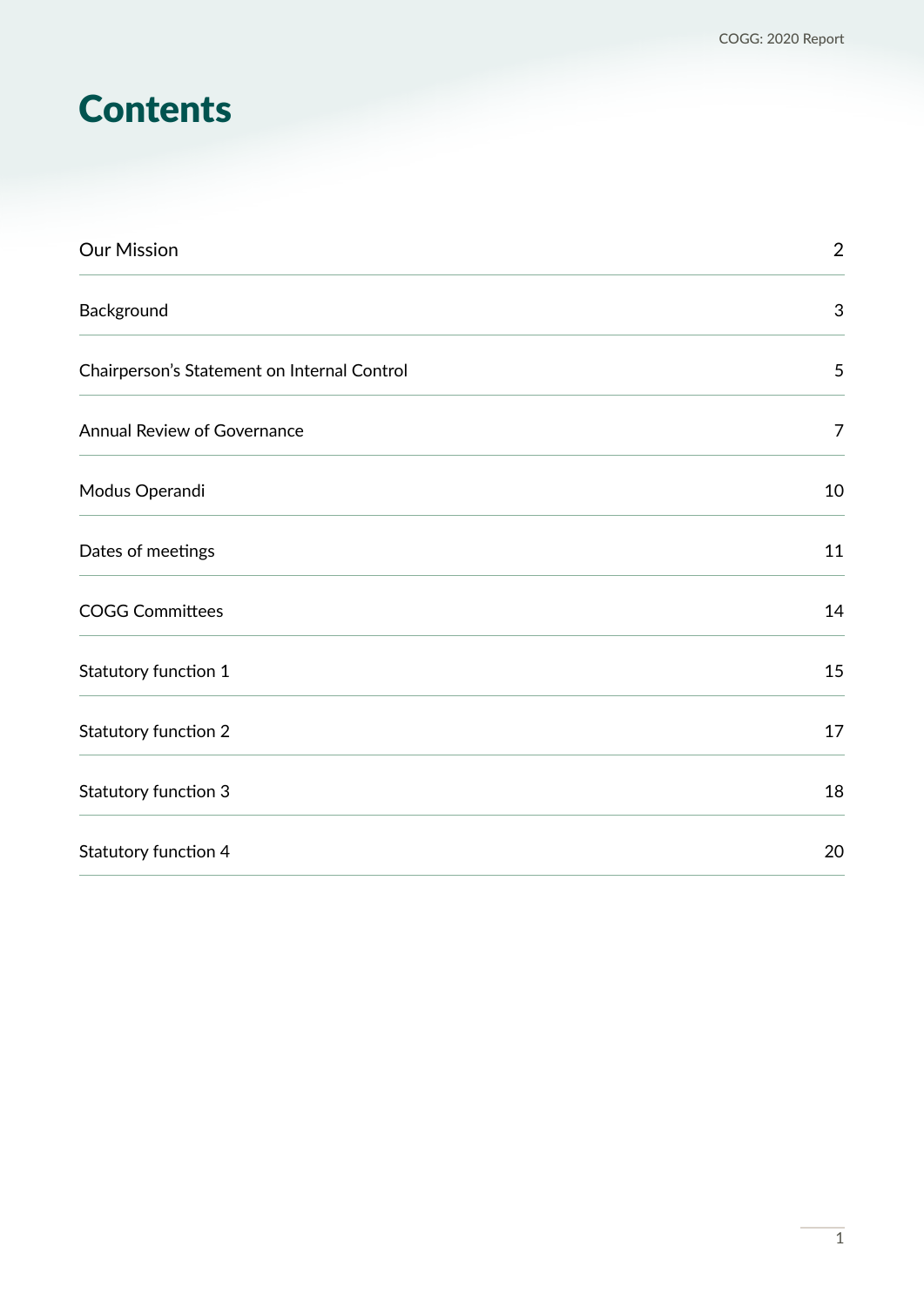# Contents

| | |
|---|---|
| Our Mission | 2 |
| Background | 3 |
| Chairperson's Statement on Internal Control | 5 |
| Annual Review of Governance | 7 |
| Modus Operandi | 10 |
| Dates of meetings | 11 |
| COGG Committees | 14 |
| Statutory function 1 | 15 |
| Statutory function 2 | 17 |
| Statutory function 3 | 18 |
| Statutory function 4 | 20 |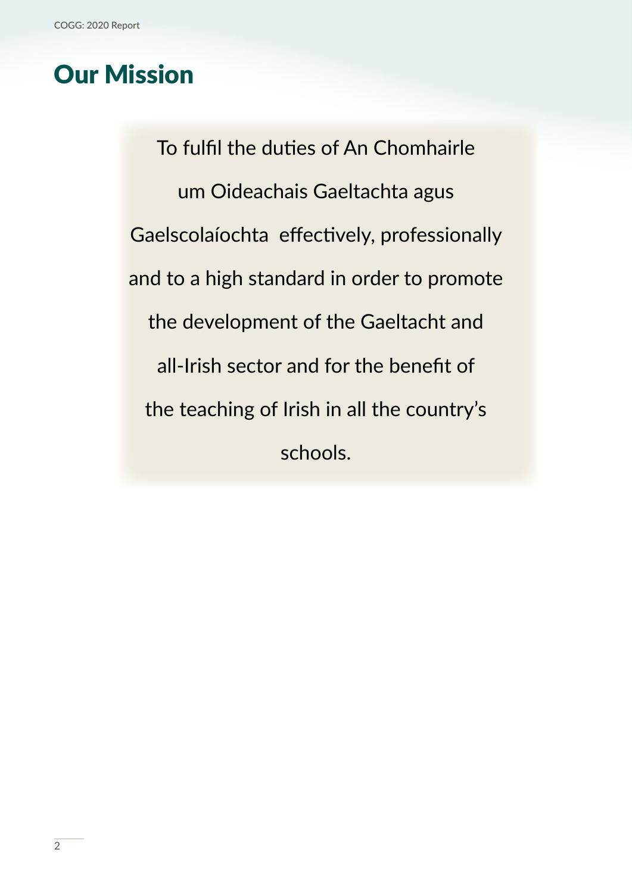# Our Mission

To fulfil the duties of An Chomhairle um Oideachais Gaeltachta agus Gaelscolaíochta effectively, professionally and to a high standard in order to promote the development of the Gaeltacht and all-Irish sector and for the benefit of the teaching of Irish in all the country's schools.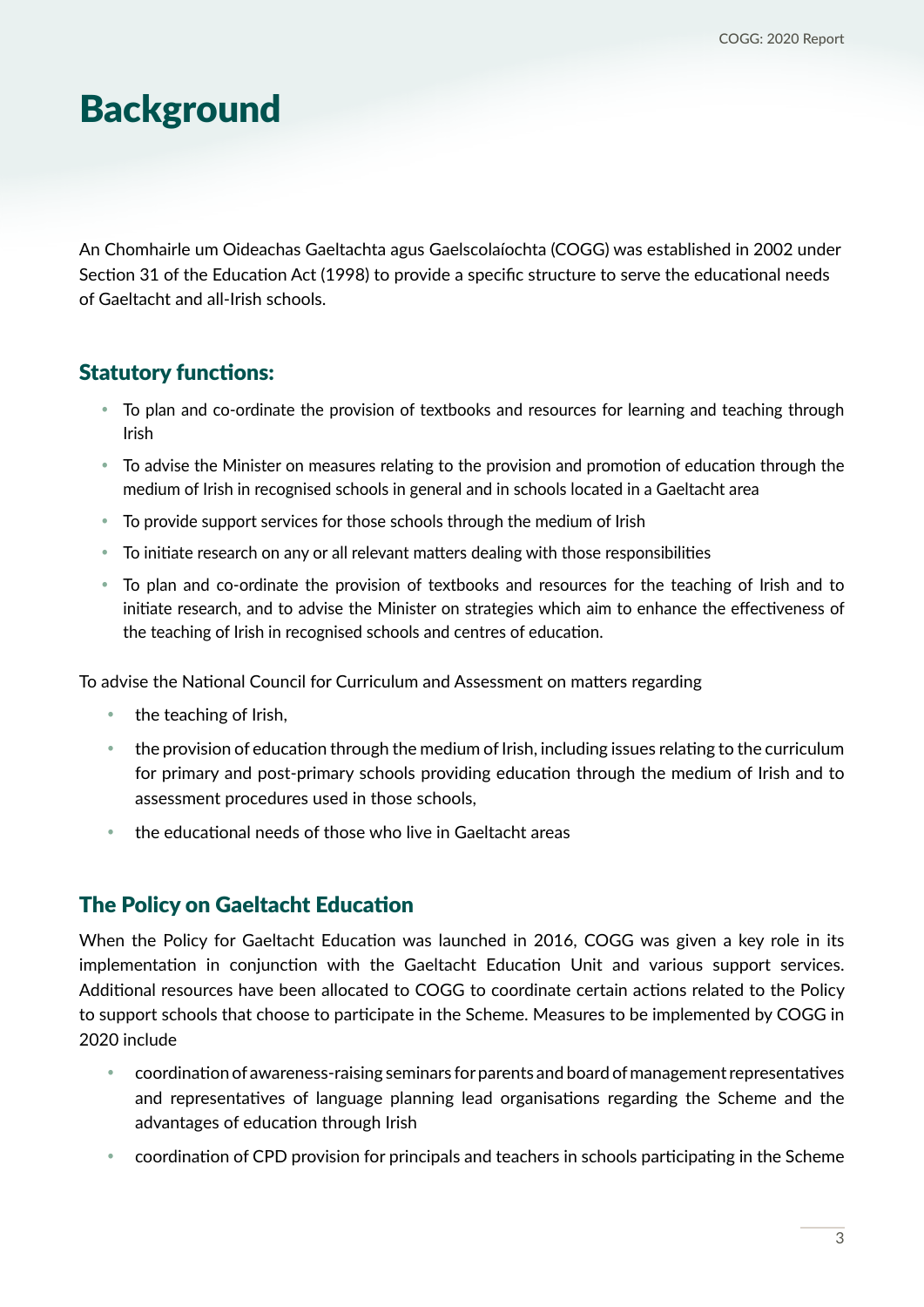# Background

An Chomhairle um Oideachas Gaeltachta agus Gaelscolaíochta (COGG) was established in 2002 under Section 31 of the Education Act (1998) to provide a specific structure to serve the educational needs of Gaeltacht and all-Irish schools.

## Statutory functions:

- To plan and co-ordinate the provision of textbooks and resources for learning and teaching through Irish
- To advise the Minister on measures relating to the provision and promotion of education through the medium of Irish in recognised schools in general and in schools located in a Gaeltacht area
- To provide support services for those schools through the medium of Irish
- To initiate research on any or all relevant matters dealing with those responsibilities
- To plan and co-ordinate the provision of textbooks and resources for the teaching of Irish and to initiate research, and to advise the Minister on strategies which aim to enhance the effectiveness of the teaching of Irish in recognised schools and centres of education.

To advise the National Council for Curriculum and Assessment on matters regarding

- the teaching of Irish,
- the provision of education through the medium of Irish, including issues relating to the curriculum for primary and post-primary schools providing education through the medium of Irish and to assessment procedures used in those schools,
- the educational needs of those who live in Gaeltacht areas

## The Policy on Gaeltacht Education

When the Policy for Gaeltacht Education was launched in 2016, COGG was given a key role in its implementation in conjunction with the Gaeltacht Education Unit and various support services. Additional resources have been allocated to COGG to coordinate certain actions related to the Policy to support schools that choose to participate in the Scheme. Measures to be implemented by COGG in 2020 include

- coordination of awareness-raising seminars for parents and board of management representatives and representatives of language planning lead organisations regarding the Scheme and the advantages of education through Irish
- coordination of CPD provision for principals and teachers in schools participating in the Scheme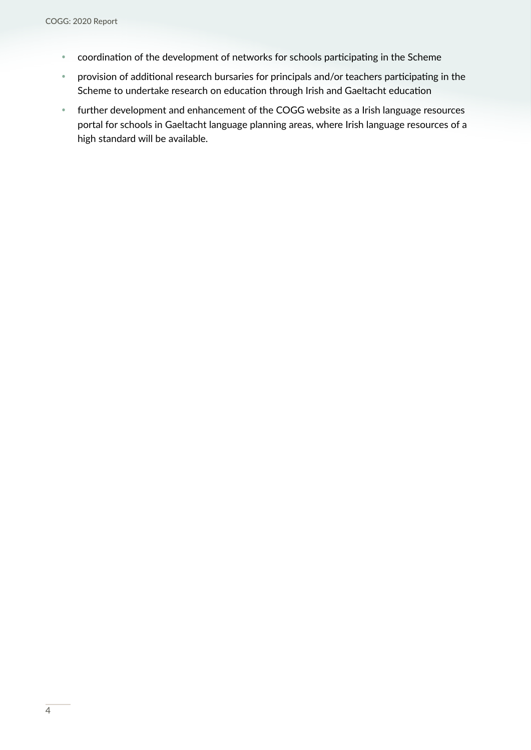- coordination of the development of networks for schools participating in the Scheme
- provision of additional research bursaries for principals and/or teachers participating in the Scheme to undertake research on education through Irish and Gaeltacht education
- further development and enhancement of the COGG website as a Irish language resources portal for schools in Gaeltacht language planning areas, where Irish language resources of a high standard will be available.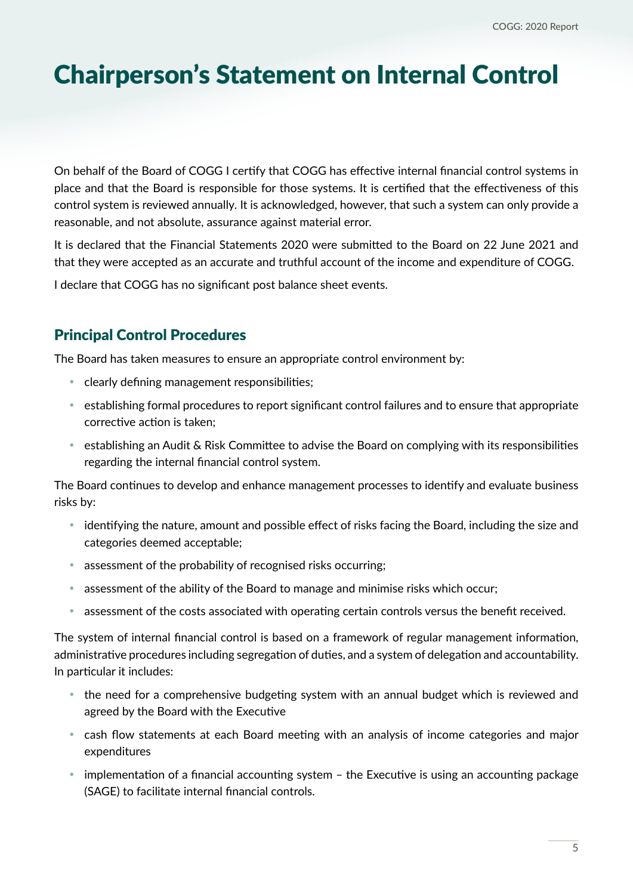# Chairperson’s Statement on Internal Control

On behalf of the Board of COGG I certify that COGG has effective internal financial control systems in place and that the Board is responsible for those systems. It is certified that the effectiveness of this control system is reviewed annually. It is acknowledged, however, that such a system can only provide a reasonable, and not absolute, assurance against material error.

It is declared that the Financial Statements 2020 were submitted to the Board on 22 June 2021 and that they were accepted as an accurate and truthful account of the income and expenditure of COGG.

I declare that COGG has no significant post balance sheet events.

## Principal Control Procedures

The Board has taken measures to ensure an appropriate control environment by:

- clearly defining management responsibilities;
- establishing formal procedures to report significant control failures and to ensure that appropriate corrective action is taken;
- establishing an Audit & Risk Committee to advise the Board on complying with its responsibilities regarding the internal financial control system.

The Board continues to develop and enhance management processes to identify and evaluate business risks by:

- identifying the nature, amount and possible effect of risks facing the Board, including the size and categories deemed acceptable;
- assessment of the probability of recognised risks occurring;
- assessment of the ability of the Board to manage and minimise risks which occur;
- assessment of the costs associated with operating certain controls versus the benefit received.

The system of internal financial control is based on a framework of regular management information, administrative procedures including segregation of duties, and a system of delegation and accountability. In particular it includes:

- the need for a comprehensive budgeting system with an annual budget which is reviewed and agreed by the Board with the Executive
- cash flow statements at each Board meeting with an analysis of income categories and major expenditures
- implementation of a financial accounting system – the Executive is using an accounting package (SAGE) to facilitate internal financial controls.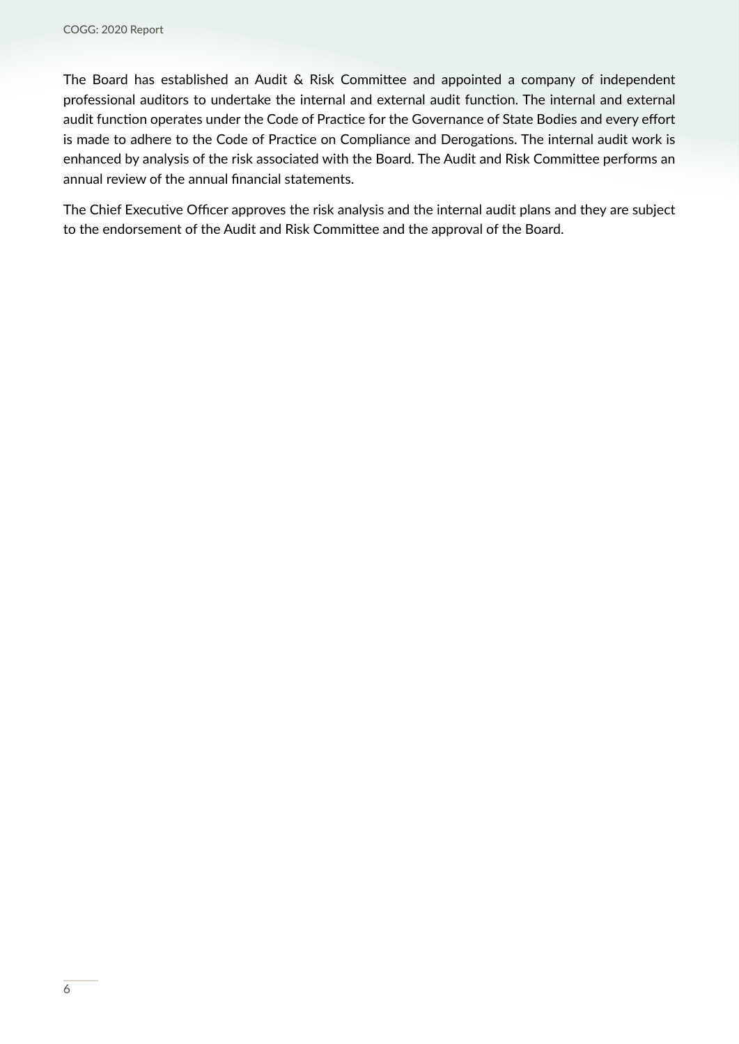The Board has established an Audit & Risk Committee and appointed a company of independent professional auditors to undertake the internal and external audit function. The internal and external audit function operates under the Code of Practice for the Governance of State Bodies and every effort is made to adhere to the Code of Practice on Compliance and Derogations. The internal audit work is enhanced by analysis of the risk associated with the Board. The Audit and Risk Committee performs an annual review of the annual financial statements.

The Chief Executive Officer approves the risk analysis and the internal audit plans and they are subject to the endorsement of the Audit and Risk Committee and the approval of the Board.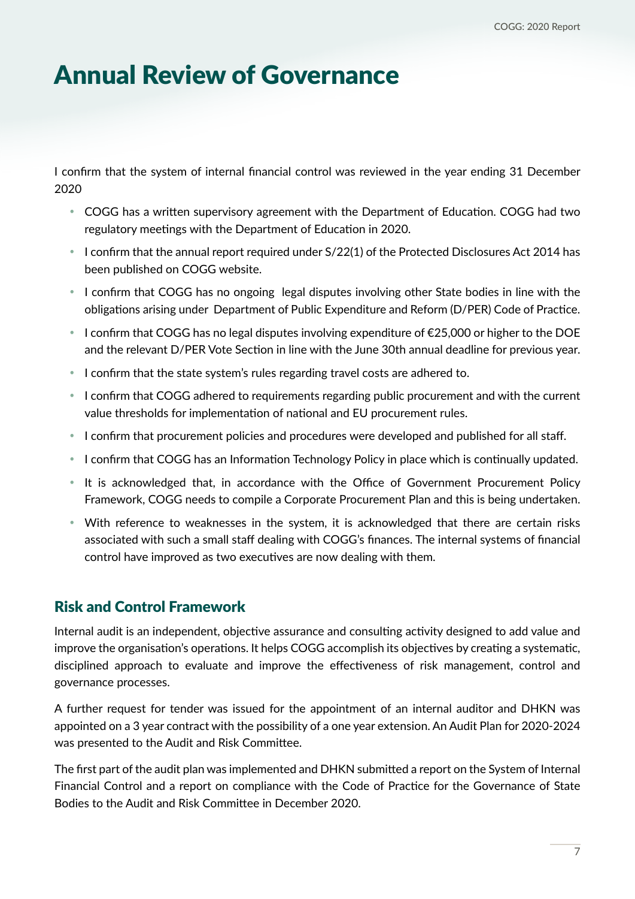# Annual Review of Governance

I confirm that the system of internal financial control was reviewed in the year ending 31 December 2020

- COGG has a written supervisory agreement with the Department of Education. COGG had two regulatory meetings with the Department of Education in 2020.
- I confirm that the annual report required under S/22(1) of the Protected Disclosures Act 2014 has been published on COGG website.
- I confirm that COGG has no ongoing legal disputes involving other State bodies in line with the obligations arising under Department of Public Expenditure and Reform (D/PER) Code of Practice.
- I confirm that COGG has no legal disputes involving expenditure of €25,000 or higher to the DOE and the relevant D/PER Vote Section in line with the June 30th annual deadline for previous year.
- I confirm that the state system's rules regarding travel costs are adhered to.
- I confirm that COGG adhered to requirements regarding public procurement and with the current value thresholds for implementation of national and EU procurement rules.
- I confirm that procurement policies and procedures were developed and published for all staff.
- I confirm that COGG has an Information Technology Policy in place which is continually updated.
- It is acknowledged that, in accordance with the Office of Government Procurement Policy Framework, COGG needs to compile a Corporate Procurement Plan and this is being undertaken.
- With reference to weaknesses in the system, it is acknowledged that there are certain risks associated with such a small staff dealing with COGG's finances. The internal systems of financial control have improved as two executives are now dealing with them.

## Risk and Control Framework

Internal audit is an independent, objective assurance and consulting activity designed to add value and improve the organisation's operations. It helps COGG accomplish its objectives by creating a systematic, disciplined approach to evaluate and improve the effectiveness of risk management, control and governance processes.

A further request for tender was issued for the appointment of an internal auditor and DHKN was appointed on a 3 year contract with the possibility of a one year extension. An Audit Plan for 2020-2024 was presented to the Audit and Risk Committee.

The first part of the audit plan was implemented and DHKN submitted a report on the System of Internal Financial Control and a report on compliance with the Code of Practice for the Governance of State Bodies to the Audit and Risk Committee in December 2020.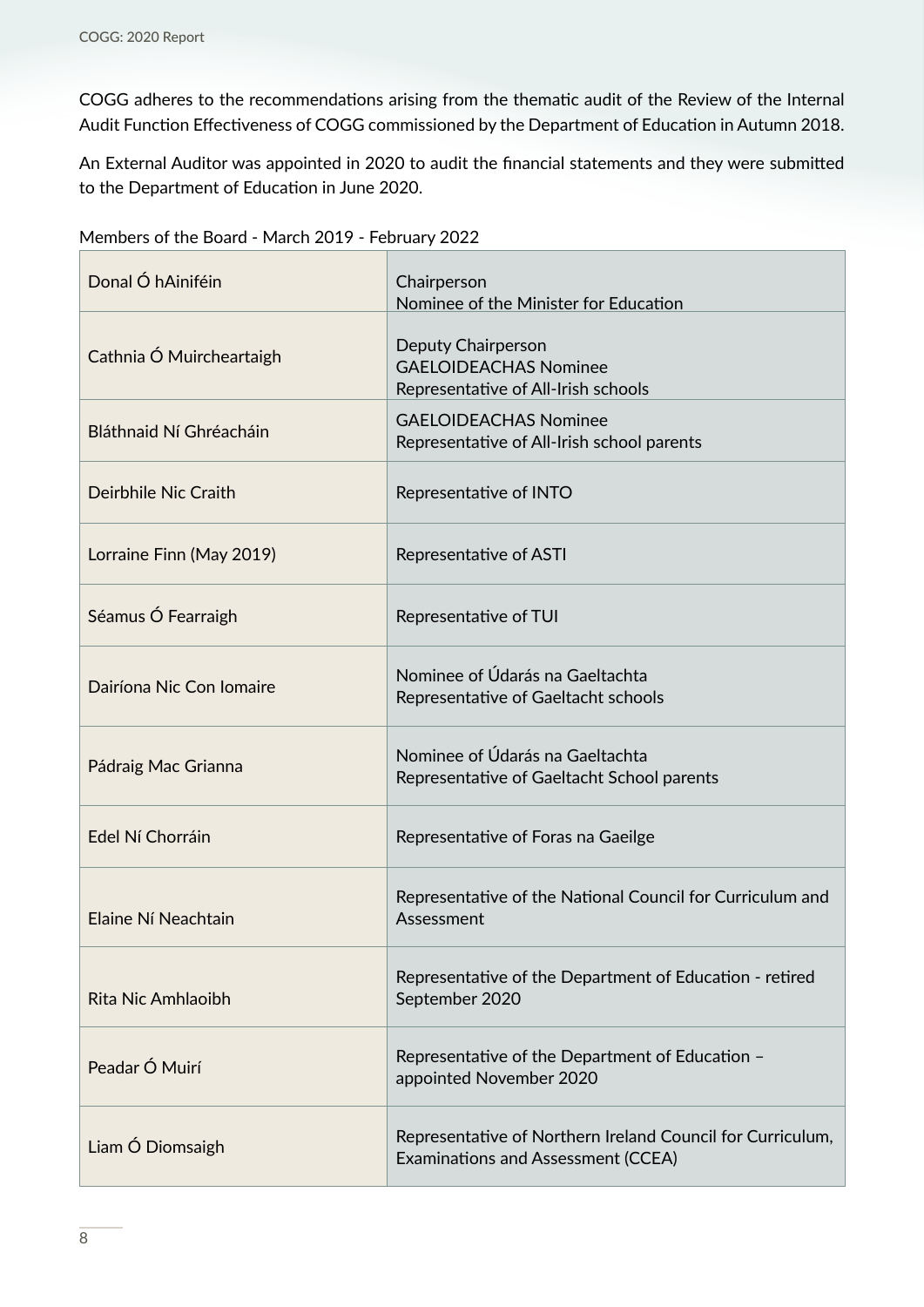COGG adheres to the recommendations arising from the thematic audit of the Review of the Internal Audit Function Effectiveness of COGG commissioned by the Department of Education in Autumn 2018.

An External Auditor was appointed in 2020 to audit the financial statements and they were submitted to the Department of Education in June 2020.

Members of the Board - March 2019 - February 2022

| Name | Role |
|---|---|
| Donal Ó hAiniféin | Chairperson<br>Nominee of the Minister for Education |
| Cathnia Ó Muircheartaigh | Deputy Chairperson<br>GAELOIDEACHAS Nominee<br>Representative of All-Irish schools |
| Bláthnaid Ní Ghréacháin | GAELOIDEACHAS Nominee<br>Representative of All-Irish school parents |
| Deirbhile Nic Craith | Representative of INTO |
| Lorraine Finn (May 2019) | Representative of ASTI |
| Séamus Ó Fearraigh | Representative of TUI |
| Dairíona Nic Con Iomaire | Nominee of Údarás na Gaeltachta<br>Representative of Gaeltacht schools |
| Pádraig Mac Grianna | Nominee of Údarás na Gaeltachta<br>Representative of Gaeltacht School parents |
| Edel Ní Chorráin | Representative of Foras na Gaeilge |
| Elaine Ní Neachtain | Representative of the National Council for Curriculum and Assessment |
| Rita Nic Amhlaoibh | Representative of the Department of Education - retired September 2020 |
| Peadar Ó Muirí | Representative of the Department of Education – appointed November 2020 |
| Liam Ó Diomsaigh | Representative of Northern Ireland Council for Curriculum, Examinations and Assessment (CCEA) |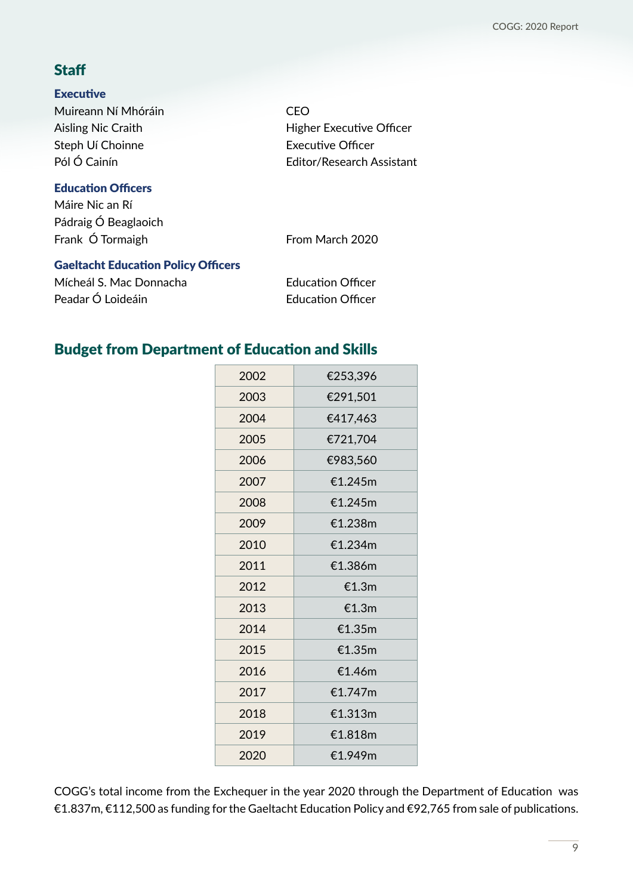## Staff

### Executive

| | |
|---|---|
| Muireann Ní Mhóráin | CEO |
| Aisling Nic Craith | Higher Executive Officer |
| Steph Uí Choinne | Executive Officer |
| Pól Ó Cainín | Editor/Research Assistant |

### Education Officers

| | |
|---|---|
| Máire Nic an Rí | |
| Pádraig Ó Beaglaoich | |
| Frank Ó Tormaigh | From March 2020 |

### Gaeltacht Education Policy Officers

| | |
|---|---|
| Mícheál S. Mac Donnacha | Education Officer |
| Peadar Ó Loideáin | Education Officer |

## Budget from Department of Education and Skills

| Year | Budget |
|---|---|
| 2002 | €253,396 |
| 2003 | €291,501 |
| 2004 | €417,463 |
| 2005 | €721,704 |
| 2006 | €983,560 |
| 2007 | €1.245m |
| 2008 | €1.245m |
| 2009 | €1.238m |
| 2010 | €1.234m |
| 2011 | €1.386m |
| 2012 | €1.3m |
| 2013 | €1.3m |
| 2014 | €1.35m |
| 2015 | €1.35m |
| 2016 | €1.46m |
| 2017 | €1.747m |
| 2018 | €1.313m |
| 2019 | €1.818m |
| 2020 | €1.949m |

COGG's total income from the Exchequer in the year 2020 through the Department of Education was €1.837m, €112,500 as funding for the Gaeltacht Education Policy and €92,765 from sale of publications.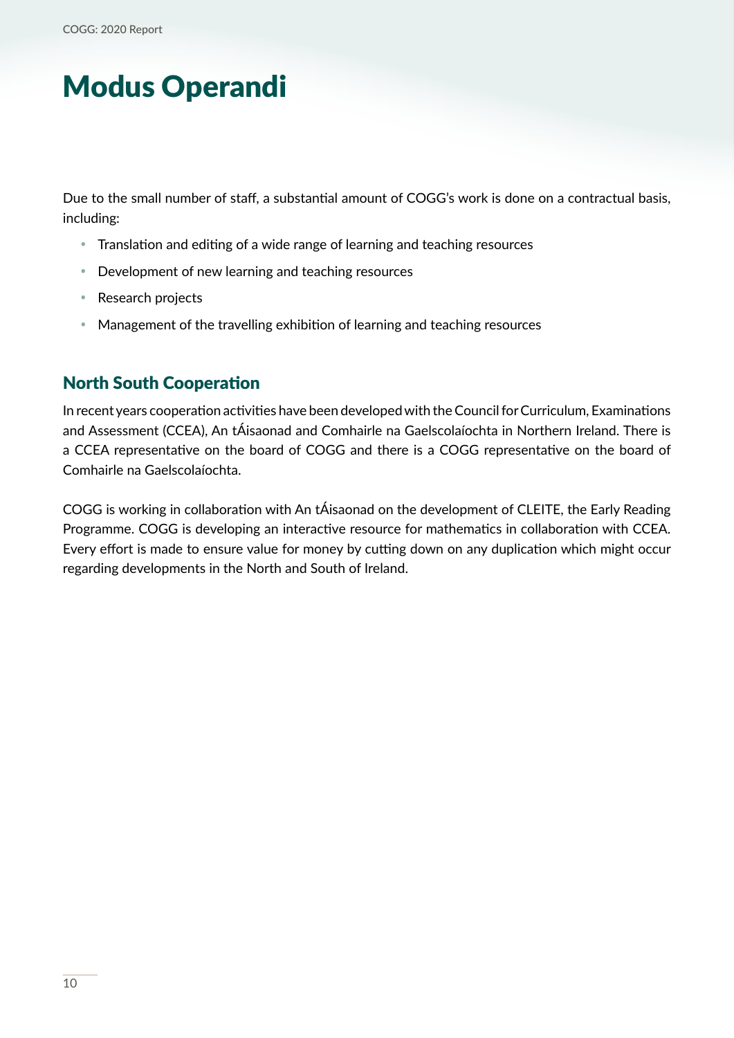# Modus Operandi

Due to the small number of staff, a substantial amount of COGG's work is done on a contractual basis, including:

- Translation and editing of a wide range of learning and teaching resources
- Development of new learning and teaching resources
- Research projects
- Management of the travelling exhibition of learning and teaching resources

## North South Cooperation

In recent years cooperation activities have been developed with the Council for Curriculum, Examinations and Assessment (CCEA), An tÁisaonad and Comhairle na Gaelscolaíochta in Northern Ireland. There is a CCEA representative on the board of COGG and there is a COGG representative on the board of Comhairle na Gaelscolaíochta.

COGG is working in collaboration with An tÁisaonad on the development of CLEITE, the Early Reading Programme. COGG is developing an interactive resource for mathematics in collaboration with CCEA. Every effort is made to ensure value for money by cutting down on any duplication which might occur regarding developments in the North and South of Ireland.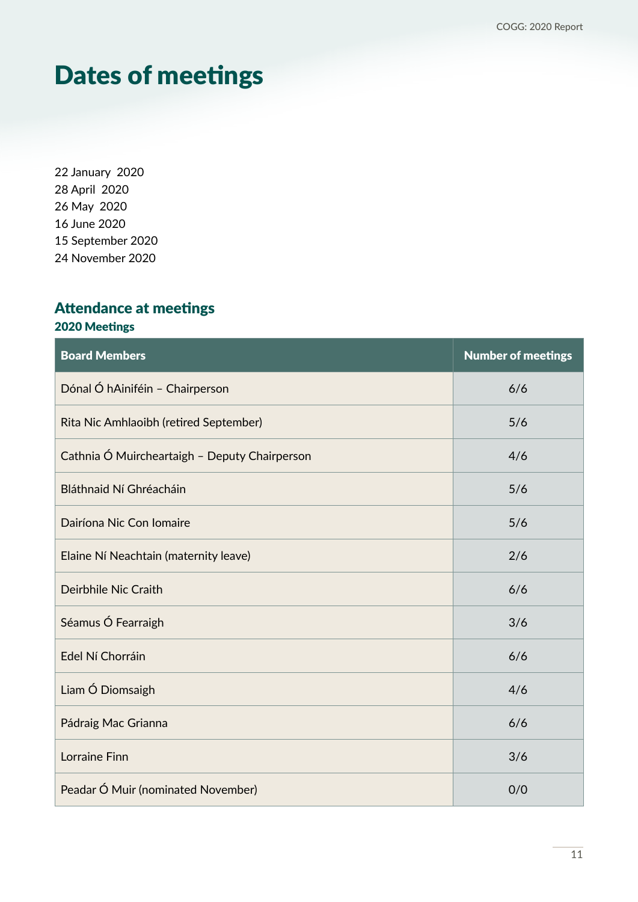# Dates of meetings

22 January 2020
28 April 2020
26 May 2020
16 June 2020
15 September 2020
24 November 2020

## Attendance at meetings

### 2020 Meetings

| Board Members | Number of meetings |
|---|---|
| Dónal Ó hAiniféin – Chairperson | 6/6 |
| Rita Nic Amhlaoibh (retired September) | 5/6 |
| Cathnia Ó Muircheartaigh – Deputy Chairperson | 4/6 |
| Bláthnaid Ní Ghréacháin | 5/6 |
| Dairíona Nic Con Iomaire | 5/6 |
| Elaine Ní Neachtain (maternity leave) | 2/6 |
| Deirbhile Nic Craith | 6/6 |
| Séamus Ó Fearraigh | 3/6 |
| Edel Ní Chorráin | 6/6 |
| Liam Ó Diomsaigh | 4/6 |
| Pádraig Mac Grianna | 6/6 |
| Lorraine Finn | 3/6 |
| Peadar Ó Muir (nominated November) | 0/0 |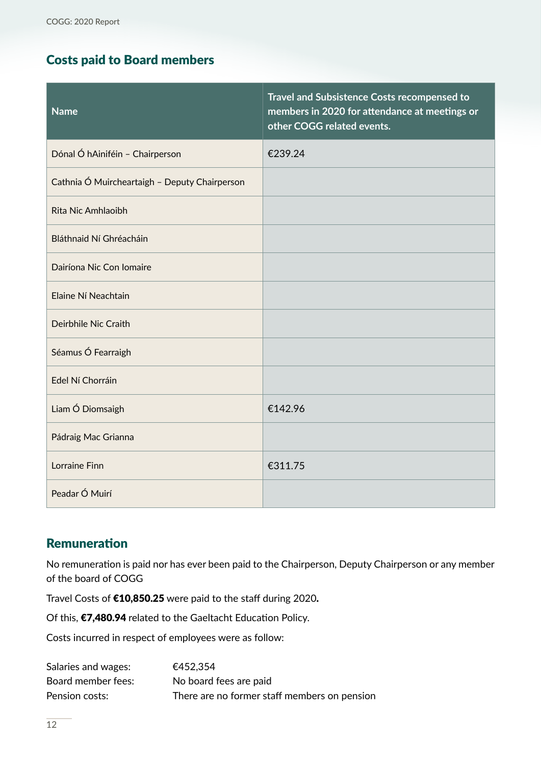## Costs paid to Board members

| Name | Travel and Subsistence Costs recompensed to members in 2020 for attendance at meetings or other COGG related events. |
|---|---|
| Dónal Ó hAiniféin – Chairperson | €239.24 |
| Cathnia Ó Muircheartaigh – Deputy Chairperson | |
| Rita Nic Amhlaoibh | |
| Bláthnaid Ní Ghréacháin | |
| Dairíona Nic Con Iomaire | |
| Elaine Ní Neachtain | |
| Deirbhile Nic Craith | |
| Séamus Ó Fearraigh | |
| Edel Ní Chorráin | |
| Liam Ó Diomsaigh | €142.96 |
| Pádraig Mac Grianna | |
| Lorraine Finn | €311.75 |
| Peadar Ó Muirí | |

## Remuneration

No remuneration is paid nor has ever been paid to the Chairperson, Deputy Chairperson or any member of the board of COGG

Travel Costs of **€10,850.25** were paid to the staff during 2020**.**

Of this, **€7,480.94** related to the Gaeltacht Education Policy.

Costs incurred in respect of employees were as follow:

| | |
|---|---|
| Salaries and wages: | €452,354 |
| Board member fees: | No board fees are paid |
| Pension costs: | There are no former staff members on pension |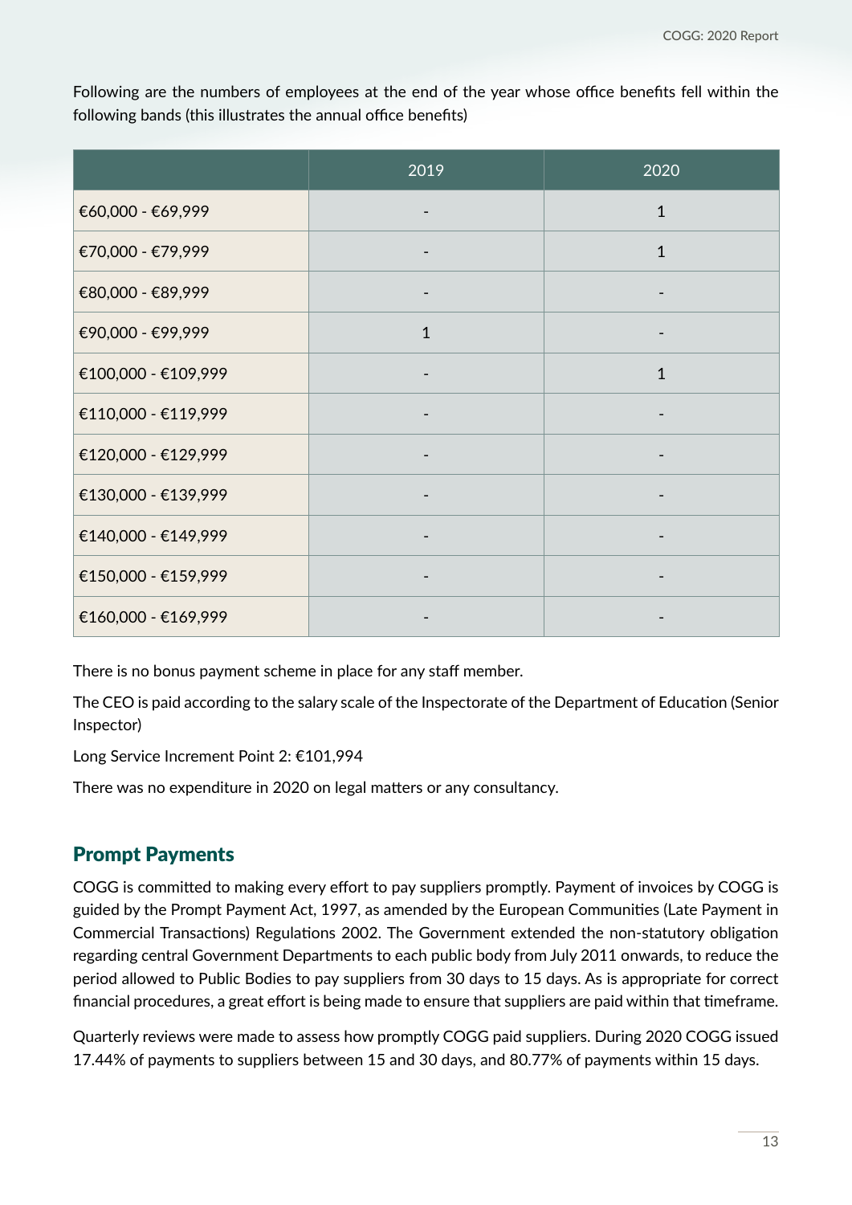Following are the numbers of employees at the end of the year whose office benefits fell within the following bands (this illustrates the annual office benefits)

| | 2019 | 2020 |
|---|---|---|
| €60,000 - €69,999 | - | 1 |
| €70,000 - €79,999 | - | 1 |
| €80,000 - €89,999 | - | - |
| €90,000 - €99,999 | 1 | - |
| €100,000 - €109,999 | - | 1 |
| €110,000 - €119,999 | - | - |
| €120,000 - €129,999 | - | - |
| €130,000 - €139,999 | - | - |
| €140,000 - €149,999 | - | - |
| €150,000 - €159,999 | - | - |
| €160,000 - €169,999 | - | - |

There is no bonus payment scheme in place for any staff member.

The CEO is paid according to the salary scale of the Inspectorate of the Department of Education (Senior Inspector)

Long Service Increment Point 2: €101,994

There was no expenditure in 2020 on legal matters or any consultancy.

## Prompt Payments

COGG is committed to making every effort to pay suppliers promptly. Payment of invoices by COGG is guided by the Prompt Payment Act, 1997, as amended by the European Communities (Late Payment in Commercial Transactions) Regulations 2002. The Government extended the non-statutory obligation regarding central Government Departments to each public body from July 2011 onwards, to reduce the period allowed to Public Bodies to pay suppliers from 30 days to 15 days. As is appropriate for correct financial procedures, a great effort is being made to ensure that suppliers are paid within that timeframe.

Quarterly reviews were made to assess how promptly COGG paid suppliers. During 2020 COGG issued 17.44% of payments to suppliers between 15 and 30 days, and 80.77% of payments within 15 days.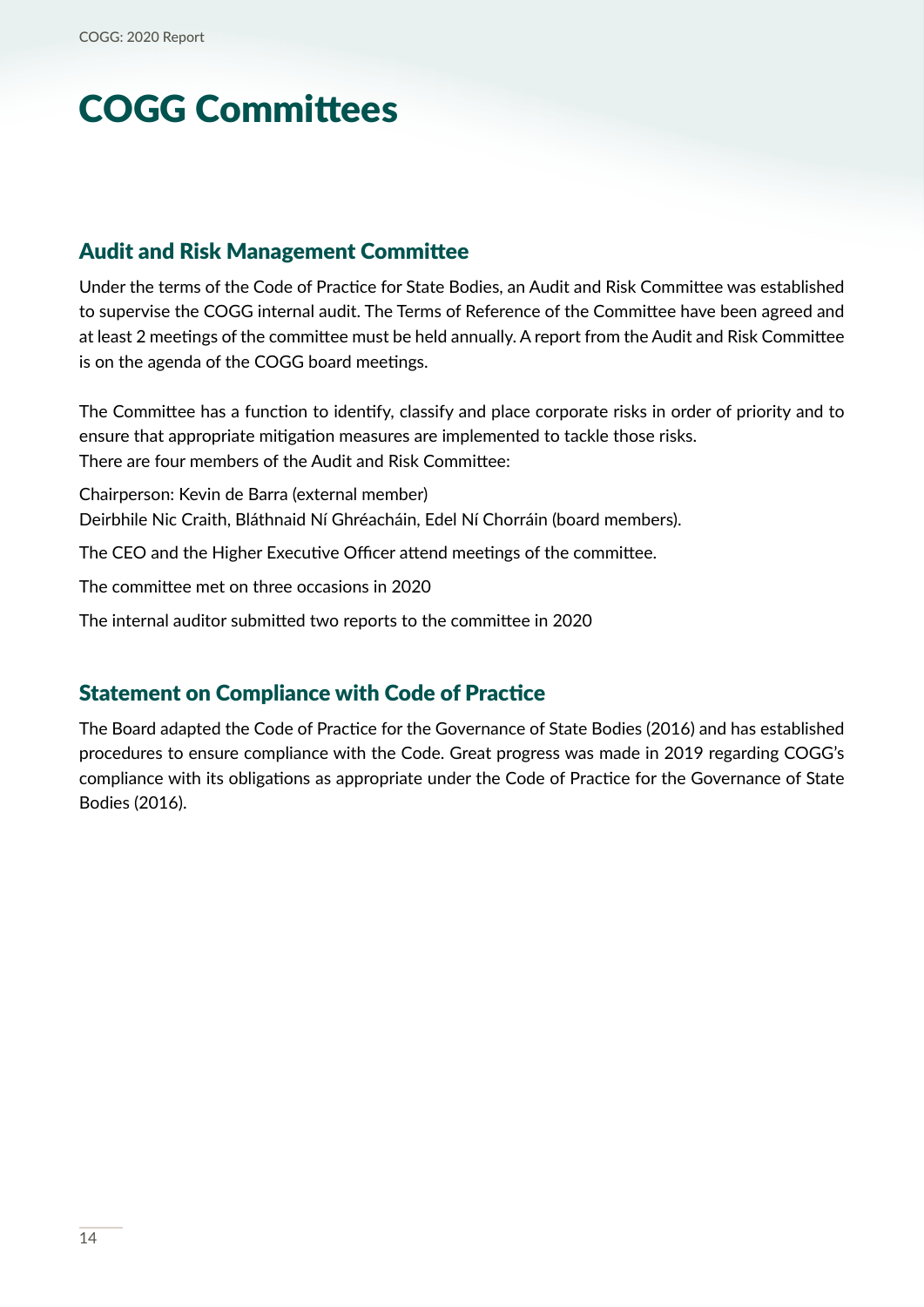# COGG Committees

## Audit and Risk Management Committee

Under the terms of the Code of Practice for State Bodies, an Audit and Risk Committee was established to supervise the COGG internal audit. The Terms of Reference of the Committee have been agreed and at least 2 meetings of the committee must be held annually. A report from the Audit and Risk Committee is on the agenda of the COGG board meetings.

The Committee has a function to identify, classify and place corporate risks in order of priority and to ensure that appropriate mitigation measures are implemented to tackle those risks.
There are four members of the Audit and Risk Committee:

Chairperson: Kevin de Barra (external member)
Deirbhile Nic Craith, Bláthnaid Ní Ghréacháin, Edel Ní Chorráin (board members).

The CEO and the Higher Executive Officer attend meetings of the committee.

The committee met on three occasions in 2020

The internal auditor submitted two reports to the committee in 2020

## Statement on Compliance with Code of Practice

The Board adapted the Code of Practice for the Governance of State Bodies (2016) and has established procedures to ensure compliance with the Code. Great progress was made in 2019 regarding COGG's compliance with its obligations as appropriate under the Code of Practice for the Governance of State Bodies (2016).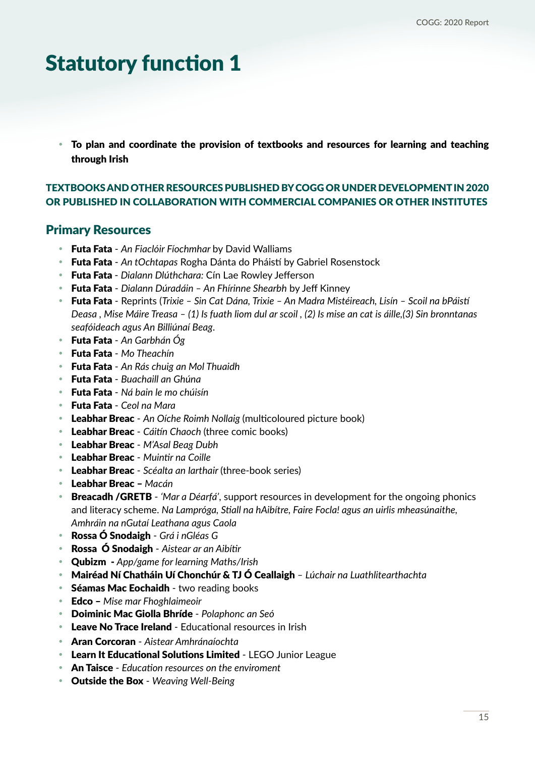# Statutory function 1

- **To plan and coordinate the provision of textbooks and resources for learning and teaching through Irish**

**TEXTBOOKS AND OTHER RESOURCES PUBLISHED BY COGG OR UNDER DEVELOPMENT IN 2020 OR PUBLISHED IN COLLABORATION WITH COMMERCIAL COMPANIES OR OTHER INSTITUTES**

## Primary Resources

- **Futa Fata** - *An Fiaclóir Fíochmhar* by David Walliams
- **Futa Fata** - *An tOchtapas* Rogha Dánta do Pháistí by Gabriel Rosenstock
- **Futa Fata** - *Dialann Dlúthchara:* Cín Lae Rowley Jefferson
- **Futa Fata** - *Dialann Dúradáin – An Fhírinne Shearbh* by Jeff Kinney
- **Futa Fata** - Reprints (*Trixie – Sin Cat Dána, Trixie – An Madra Mistéireach, Lisín – Scoil na bPáistí Deasa , Mise Máire Treasa – (1) Is fuath liom dul ar scoil , (2) Is mise an cat is áille,(3) Sin bronntanas seafóideach agus An Billiúnaí Beag*.
- **Futa Fata** - *An Garbhán Óg*
- **Futa Fata** - *Mo Theachín*
- **Futa Fata** - *An Rás chuig an Mol Thuaidh*
- **Futa Fata** - *Buachaill an Ghúna*
- **Futa Fata** - *Ná bain le mo chúisín*
- **Futa Fata** - *Ceol na Mara*
- **Leabhar Breac** - *An Oíche Roimh Nollaig* (multicoloured picture book)
- **Leabhar Breac** - *Cáitín Chaoch* (three comic books)
- **Leabhar Breac** - *M'Asal Beag Dubh*
- **Leabhar Breac** - *Muintir na Coille*
- **Leabhar Breac** - *Scéalta an Iarthair* (three-book series)
- **Leabhar Breac –** *Macán*
- **Breacadh /GRETB** - *'Mar a Déarfá'*, support resources in development for the ongoing phonics and literacy scheme. *Na Lampróga, Stiall na hAibítre, Faire Focla! agus an uirlis mheasúnaithe, Amhráin na nGutaí Leathana agus Caola*
- **Rossa Ó Snodaigh** - *Grá i nGléas G*
- **Rossa Ó Snodaigh** - *Aistear ar an Aibítir*
- **Qubizm -** *App/game for learning Maths/Irish*
- **Mairéad Ní Chatháin Uí Chonchúr & TJ Ó Ceallaigh** – *Lúchair na Luathlitearthachta*
- **Séamas Mac Eochaidh** - two reading books
- **Edco –** *Mise mar Fhoghlaimeoir*
- **Doiminic Mac Giolla Bhríde** - *Polaphonc an Seó*
- **Leave No Trace Ireland** - Educational resources in Irish
- **Aran Corcoran** - *Aistear Amhránaíochta*
- **Learn It Educational Solutions Limited** - LEGO Junior League
- **An Taisce** - *Education resources on the enviroment*
- **Outside the Box** - *Weaving Well-Being*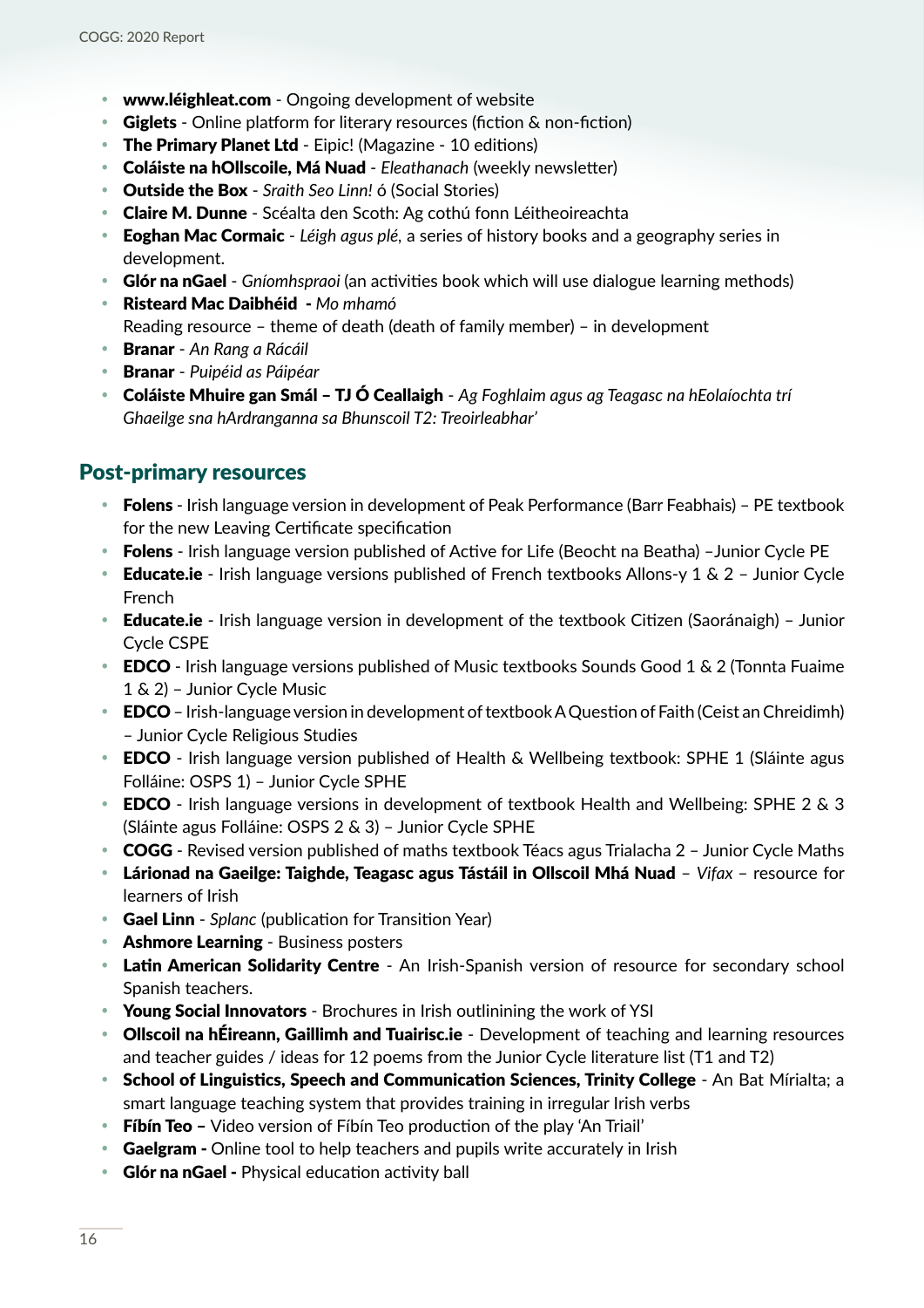- **www.léighleat.com** - Ongoing development of website
- **Giglets** - Online platform for literary resources (fiction & non-fiction)
- **The Primary Planet Ltd** - Eipic! (Magazine - 10 editions)
- **Coláiste na hOllscoile, Má Nuad** - *Eleathanach* (weekly newsletter)
- **Outside the Box** - *Sraith Seo Linn!* ó (Social Stories)
- **Claire M. Dunne** - Scéalta den Scoth: Ag cothú fonn Léitheoireachta
- **Eoghan Mac Cormaic** - *Léigh agus plé*, a series of history books and a geography series in development.
- **Glór na nGael** - *Gníomhspraoi* (an activities book which will use dialogue learning methods)
- **Risteard Mac Daibhéid** - *Mo mhamó*
  Reading resource – theme of death (death of family member) – in development
- **Branar** - *An Rang a Rácáil*
- **Branar** - *Puipéid as Páipéar*
- **Coláiste Mhuire gan Smál – TJ Ó Ceallaigh** - *Ag Foghlaim agus ag Teagasc na hEolaíochta trí Ghaeilge sna hArdranganna sa Bhunscoil T2: Treoirleabhar'*

## Post-primary resources

- **Folens** - Irish language version in development of Peak Performance (Barr Feabhais) – PE textbook for the new Leaving Certificate specification
- **Folens** - Irish language version published of Active for Life (Beocht na Beatha) –Junior Cycle PE
- **Educate.ie** - Irish language versions published of French textbooks Allons-y 1 & 2 – Junior Cycle French
- **Educate.ie** - Irish language version in development of the textbook Citizen (Saoránaigh) – Junior Cycle CSPE
- **EDCO** - Irish language versions published of Music textbooks Sounds Good 1 & 2 (Tonnta Fuaime 1 & 2) – Junior Cycle Music
- **EDCO** – Irish-language version in development of textbook A Question of Faith (Ceist an Chreidimh) – Junior Cycle Religious Studies
- **EDCO** - Irish language version published of Health & Wellbeing textbook: SPHE 1 (Sláinte agus Folláine: OSPS 1) – Junior Cycle SPHE
- **EDCO** - Irish language versions in development of textbook Health and Wellbeing: SPHE 2 & 3 (Sláinte agus Folláine: OSPS 2 & 3) – Junior Cycle SPHE
- **COGG** - Revised version published of maths textbook Téacs agus Trialacha 2 – Junior Cycle Maths
- **Lárionad na Gaeilge: Taighde, Teagasc agus Tástáil in Ollscoil Mhá Nuad** – *Vifax* – resource for learners of Irish
- **Gael Linn** - *Splanc* (publication for Transition Year)
- **Ashmore Learning** - Business posters
- **Latin American Solidarity Centre** - An Irish-Spanish version of resource for secondary school Spanish teachers.
- **Young Social Innovators** - Brochures in Irish outlinining the work of YSI
- **Ollscoil na hÉireann, Gaillimh and Tuairisc.ie** - Development of teaching and learning resources and teacher guides / ideas for 12 poems from the Junior Cycle literature list (T1 and T2)
- **School of Linguistics, Speech and Communication Sciences, Trinity College** - An Bat Mírialta; a smart language teaching system that provides training in irregular Irish verbs
- **Fíbín Teo –** Video version of Fíbín Teo production of the play 'An Triail'
- **Gaelgram -** Online tool to help teachers and pupils write accurately in Irish
- **Glór na nGael -** Physical education activity ball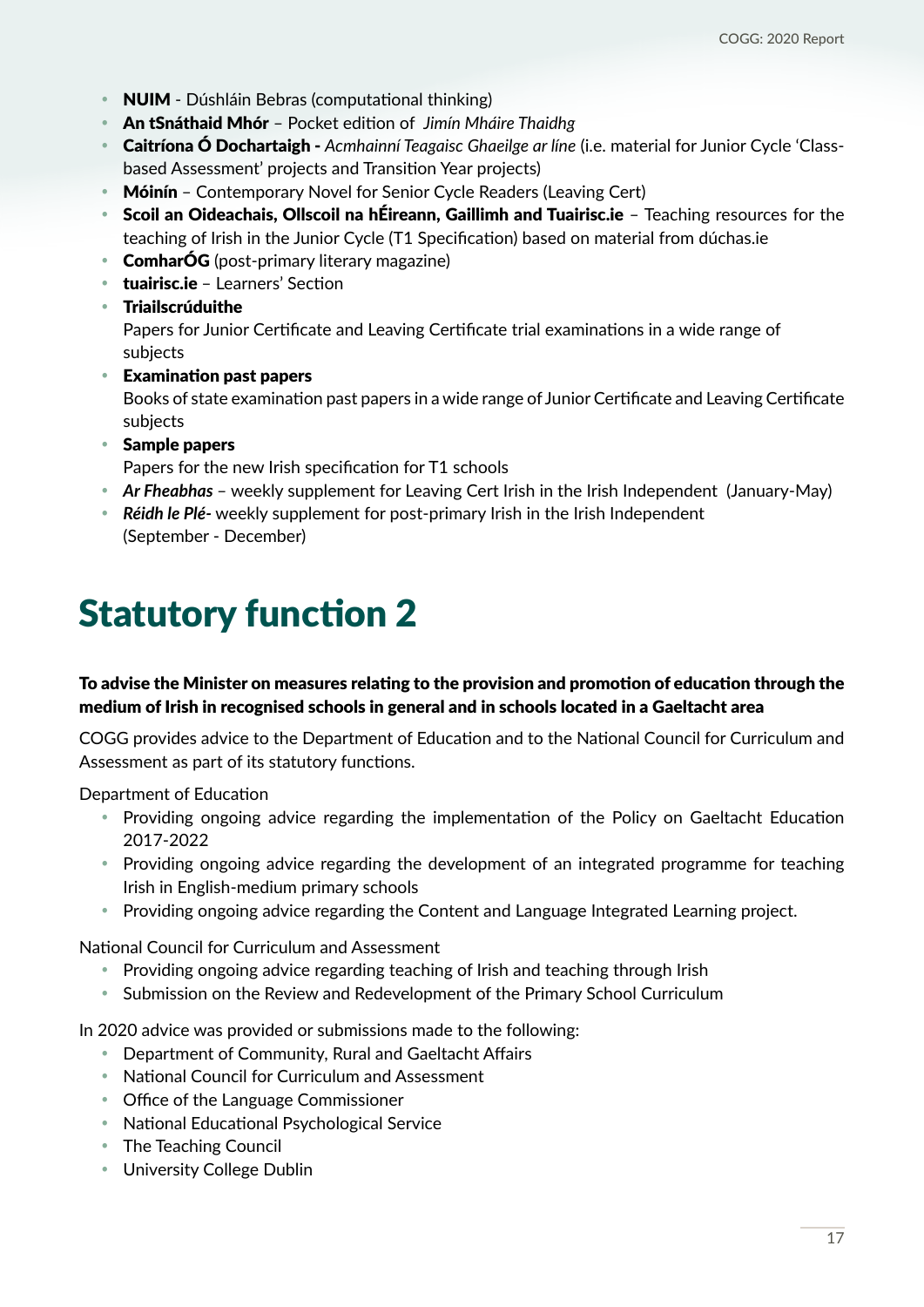- **NUIM** - Dúshláin Bebras (computational thinking)
- **An tSnáthaid Mhór** – Pocket edition of *Jimín Mháire Thaidhg*
- **Caitríona Ó Dochartaigh -** *Acmhainní Teagaisc Ghaeilge ar líne* (i.e. material for Junior Cycle 'Class-based Assessment' projects and Transition Year projects)
- **Móinín** – Contemporary Novel for Senior Cycle Readers (Leaving Cert)
- **Scoil an Oideachais, Ollscoil na hÉireann, Gaillimh and Tuairisc.ie** – Teaching resources for the teaching of Irish in the Junior Cycle (T1 Specification) based on material from dúchas.ie
- **ComharÓG** (post-primary literary magazine)
- **tuairisc.ie** – Learners' Section
- **Triailscrúduithe**
  Papers for Junior Certificate and Leaving Certificate trial examinations in a wide range of subjects
- **Examination past papers**
  Books of state examination past papers in a wide range of Junior Certificate and Leaving Certificate subjects
- **Sample papers**
  Papers for the new Irish specification for T1 schools
- ***Ar Fheabhas*** – weekly supplement for Leaving Cert Irish in the Irish Independent (January-May)
- ***Réidh le Plé-*** weekly supplement for post-primary Irish in the Irish Independent (September - December)

# Statutory function 2

**To advise the Minister on measures relating to the provision and promotion of education through the medium of Irish in recognised schools in general and in schools located in a Gaeltacht area**

COGG provides advice to the Department of Education and to the National Council for Curriculum and Assessment as part of its statutory functions.

Department of Education

- Providing ongoing advice regarding the implementation of the Policy on Gaeltacht Education 2017-2022
- Providing ongoing advice regarding the development of an integrated programme for teaching Irish in English-medium primary schools
- Providing ongoing advice regarding the Content and Language Integrated Learning project.

National Council for Curriculum and Assessment

- Providing ongoing advice regarding teaching of Irish and teaching through Irish
- Submission on the Review and Redevelopment of the Primary School Curriculum

In 2020 advice was provided or submissions made to the following:

- Department of Community, Rural and Gaeltacht Affairs
- National Council for Curriculum and Assessment
- Office of the Language Commissioner
- National Educational Psychological Service
- The Teaching Council
- University College Dublin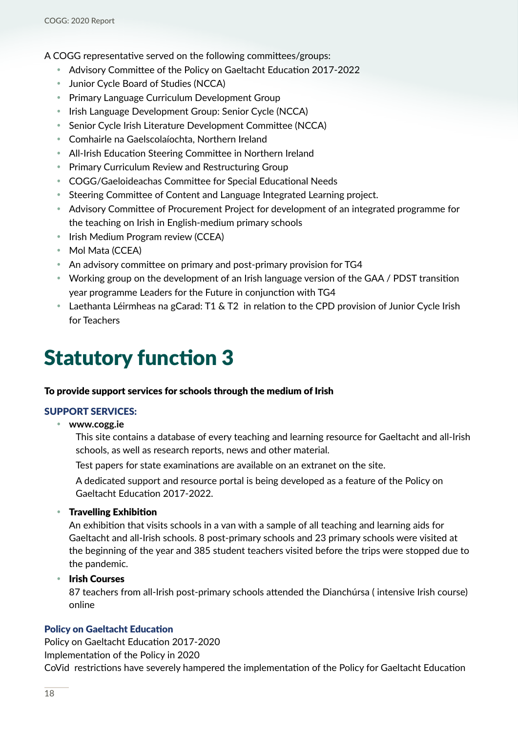A COGG representative served on the following committees/groups:

- Advisory Committee of the Policy on Gaeltacht Education 2017-2022
- Junior Cycle Board of Studies (NCCA)
- Primary Language Curriculum Development Group
- Irish Language Development Group: Senior Cycle (NCCA)
- Senior Cycle Irish Literature Development Committee (NCCA)
- Comhairle na Gaelscolaíochta, Northern Ireland
- All-Irish Education Steering Committee in Northern Ireland
- Primary Curriculum Review and Restructuring Group
- COGG/Gaeloideachas Committee for Special Educational Needs
- Steering Committee of Content and Language Integrated Learning project.
- Advisory Committee of Procurement Project for development of an integrated programme for the teaching on Irish in English-medium primary schools
- Irish Medium Program review (CCEA)
- Mol Mata (CCEA)
- An advisory committee on primary and post-primary provision for TG4
- Working group on the development of an Irish language version of the GAA / PDST transition year programme Leaders for the Future in conjunction with TG4
- Laethanta Léirmheas na gCarad: T1 & T2 in relation to the CPD provision of Junior Cycle Irish for Teachers

# Statutory function 3

**To provide support services for schools through the medium of Irish**

### SUPPORT SERVICES:

- **www.cogg.ie**

  This site contains a database of every teaching and learning resource for Gaeltacht and all-Irish schools, as well as research reports, news and other material.

  Test papers for state examinations are available on an extranet on the site.

  A dedicated support and resource portal is being developed as a feature of the Policy on Gaeltacht Education 2017-2022.

- **Travelling Exhibition**

  An exhibition that visits schools in a van with a sample of all teaching and learning aids for Gaeltacht and all-Irish schools. 8 post-primary schools and 23 primary schools were visited at the beginning of the year and 385 student teachers visited before the trips were stopped due to the pandemic.

- **Irish Courses**

  87 teachers from all-Irish post-primary schools attended the Dianchúrsa ( intensive Irish course) online

### Policy on Gaeltacht Education

Policy on Gaeltacht Education 2017-2020

Implementation of the Policy in 2020

CoVid restrictions have severely hampered the implementation of the Policy for Gaeltacht Education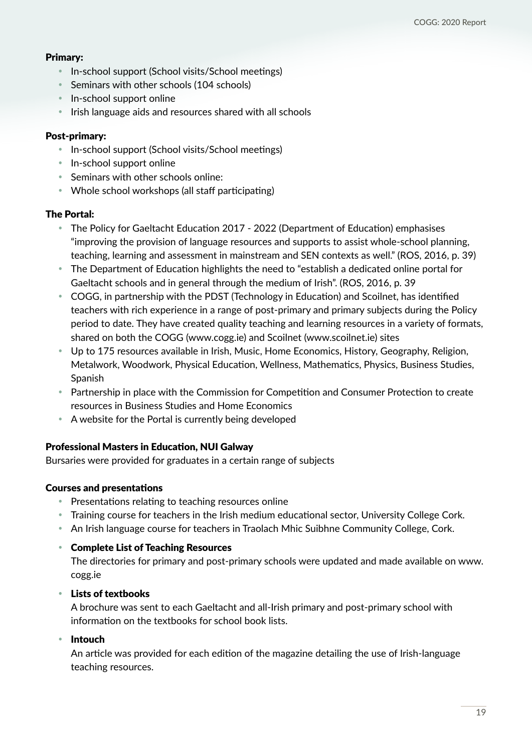**Primary:**

- In-school support (School visits/School meetings)
- Seminars with other schools (104 schools)
- In-school support online
- Irish language aids and resources shared with all schools

**Post-primary:**

- In-school support (School visits/School meetings)
- In-school support online
- Seminars with other schools online:
- Whole school workshops (all staff participating)

**The Portal:**

- The Policy for Gaeltacht Education 2017 - 2022 (Department of Education) emphasises "improving the provision of language resources and supports to assist whole-school planning, teaching, learning and assessment in mainstream and SEN contexts as well." (ROS, 2016, p. 39)
- The Department of Education highlights the need to "establish a dedicated online portal for Gaeltacht schools and in general through the medium of Irish". (ROS, 2016, p. 39
- COGG, in partnership with the PDST (Technology in Education) and Scoilnet, has identified teachers with rich experience in a range of post-primary and primary subjects during the Policy period to date. They have created quality teaching and learning resources in a variety of formats, shared on both the COGG (www.cogg.ie) and Scoilnet (www.scoilnet.ie) sites
- Up to 175 resources available in Irish, Music, Home Economics, History, Geography, Religion, Metalwork, Woodwork, Physical Education, Wellness, Mathematics, Physics, Business Studies, Spanish
- Partnership in place with the Commission for Competition and Consumer Protection to create resources in Business Studies and Home Economics
- A website for the Portal is currently being developed

**Professional Masters in Education, NUI Galway**

Bursaries were provided for graduates in a certain range of subjects

**Courses and presentations**

- Presentations relating to teaching resources online
- Training course for teachers in the Irish medium educational sector, University College Cork.
- An Irish language course for teachers in Traolach Mhic Suibhne Community College, Cork.
- **Complete List of Teaching Resources**
  The directories for primary and post-primary schools were updated and made available on www.cogg.ie
- **Lists of textbooks**
  A brochure was sent to each Gaeltacht and all-Irish primary and post-primary school with information on the textbooks for school book lists.
- **Intouch**
  An article was provided for each edition of the magazine detailing the use of Irish-language teaching resources.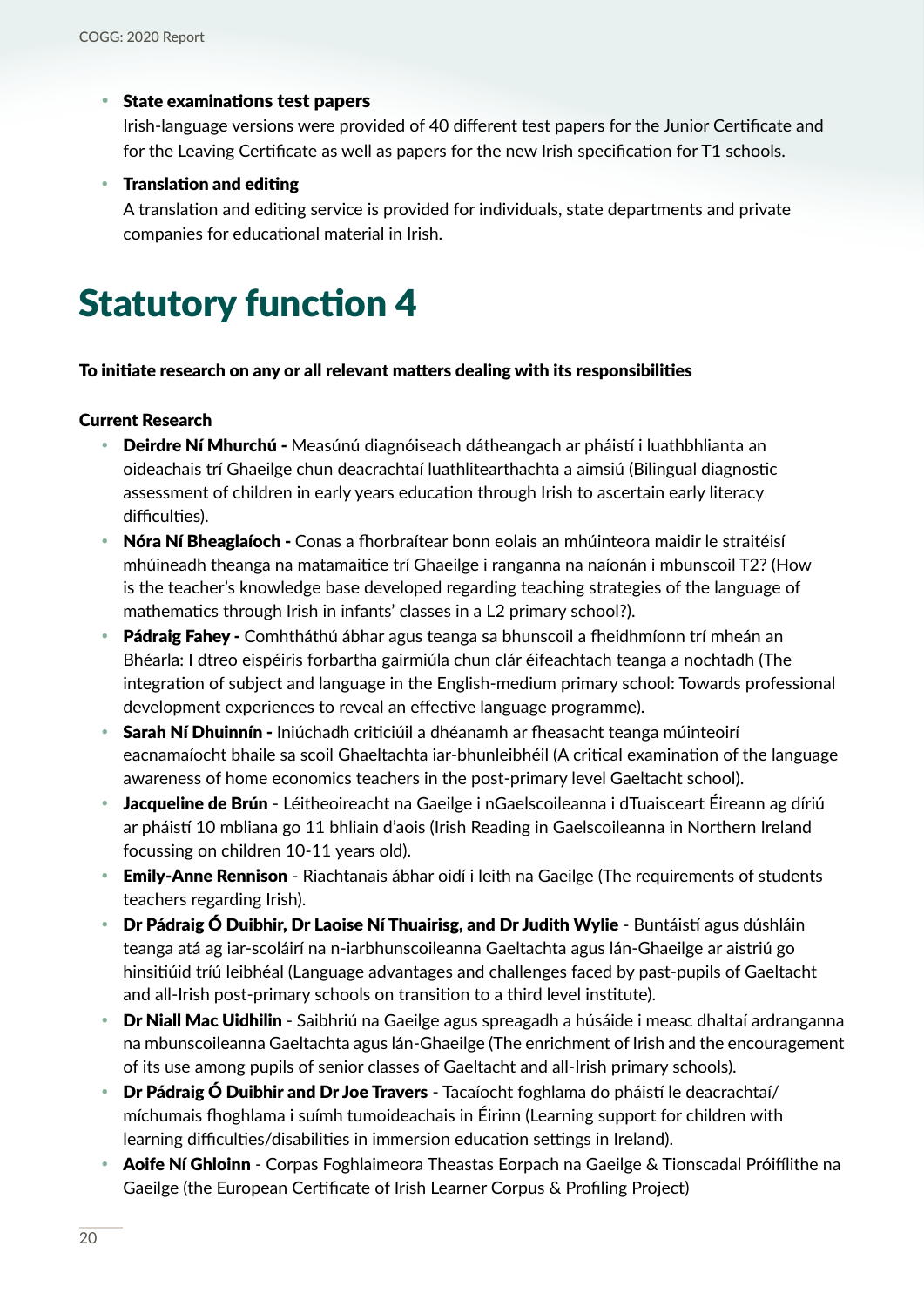- **State examinations test papers**
  Irish-language versions were provided of 40 different test papers for the Junior Certificate and for the Leaving Certificate as well as papers for the new Irish specification for T1 schools.
- **Translation and editing**
  A translation and editing service is provided for individuals, state departments and private companies for educational material in Irish.

# Statutory function 4

**To initiate research on any or all relevant matters dealing with its responsibilities**

**Current Research**

- **Deirdre Ní Mhurchú -** Measúnú diagnóiseach dátheangach ar pháistí i luathbhlianta an oideachais trí Ghaeilge chun deacrachtaí luathlitearthachta a aimsiú (Bilingual diagnostic assessment of children in early years education through Irish to ascertain early literacy difficulties).
- **Nóra Ní Bheaglaíoch -** Conas a fhorbraítear bonn eolais an mhúinteora maidir le straitéisí mhúineadh theanga na matamaitice trí Ghaeilge i ranganna na naíonán i mbunscoil T2? (How is the teacher's knowledge base developed regarding teaching strategies of the language of mathematics through Irish in infants' classes in a L2 primary school?).
- **Pádraig Fahey -** Comhtháthú ábhar agus teanga sa bhunscoil a fheidhmíonn trí mheán an Bhéarla: I dtreo eispéiris forbartha gairmiúla chun clár éifeachtach teanga a nochtadh (The integration of subject and language in the English-medium primary school: Towards professional development experiences to reveal an effective language programme).
- **Sarah Ní Dhuinnín -** Iniúchadh criticiúil a dhéanamh ar fheasacht teanga múinteoirí eacnamaíocht bhaile sa scoil Ghaeltachta iar-bhunleibhéil (A critical examination of the language awareness of home economics teachers in the post-primary level Gaeltacht school).
- **Jacqueline de Brún** - Léitheoireacht na Gaeilge i nGaelscoileanna i dTuaisceart Éireann ag díriú ar pháistí 10 mbliana go 11 bhliain d'aois (Irish Reading in Gaelscoileanna in Northern Ireland focussing on children 10-11 years old).
- **Emily-Anne Rennison** - Riachtanais ábhar oidí i leith na Gaeilge (The requirements of students teachers regarding Irish).
- **Dr Pádraig Ó Duibhir, Dr Laoise Ní Thuairisg, and Dr Judith Wylie** - Buntáistí agus dúshláin teanga atá ag iar-scoláirí na n-iarbhunscoileanna Gaeltachta agus lán-Ghaeilge ar aistriú go hinsitiúid tríú leibhéal (Language advantages and challenges faced by past-pupils of Gaeltacht and all-Irish post-primary schools on transition to a third level institute).
- **Dr Niall Mac Uidhilin** - Saibhriú na Gaeilge agus spreagadh a húsáide i measc dhaltaí ardranganna na mbunscoileanna Gaeltachta agus lán-Ghaeilge (The enrichment of Irish and the encouragement of its use among pupils of senior classes of Gaeltacht and all-Irish primary schools).
- **Dr Pádraig Ó Duibhir and Dr Joe Travers** - Tacaíocht foghlama do pháistí le deacrachtaí/míchumais fhoghlama i suímh tumoideachais in Éirinn (Learning support for children with learning difficulties/disabilities in immersion education settings in Ireland).
- **Aoife Ní Ghloinn** - Corpas Foghlaimeora Theastas Eorpach na Gaeilge & Tionscadal Próifílithe na Gaeilge (the European Certificate of Irish Learner Corpus & Profiling Project)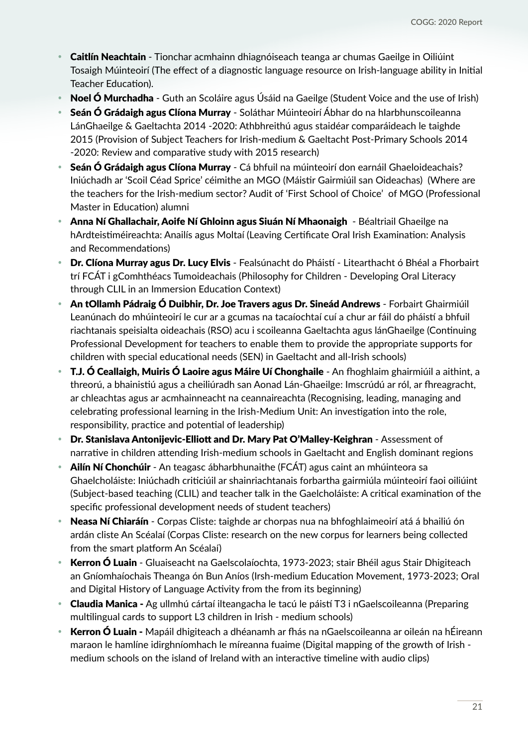- **Caitlín Neachtain** - Tionchar acmhainn dhiagnóiseach teanga ar chumas Gaeilge in Oiliúint Tosaigh Múinteoirí (The effect of a diagnostic language resource on Irish-language ability in Initial Teacher Education).
- **Noel Ó Murchadha** - Guth an Scoláire agus Úsáid na Gaeilge (Student Voice and the use of Irish)
- **Seán Ó Grádaigh agus Clíona Murray** - Soláthar Múinteoirí Ábhar do na hIarbhunscoileanna LánGhaeilge & Gaeltachta 2014 -2020: Athbhreithiú agus staidéar comparáideach le taighde 2015 (Provision of Subject Teachers for Irish-medium & Gaeltacht Post-Primary Schools 2014 -2020: Review and comparative study with 2015 research)
- **Seán Ó Grádaigh agus Clíona Murray** - Cá bhfuil na múinteoirí don earnáil Ghaeloideachais? Iniúchadh ar 'Scoil Céad Sprice' céimithe an MGO (Máistir Gairmiúil san Oideachas) (Where are the teachers for the Irish-medium sector? Audit of 'First School of Choice' of MGO (Professional Master in Education) alumni
- **Anna Ní Ghallachair, Aoife Ní Ghloinn agus Siuán Ní Mhaonaigh** - Béaltriail Ghaeilge na hArdteistiméireachta: Anailís agus Moltaí (Leaving Certificate Oral Irish Examination: Analysis and Recommendations)
- **Dr. Clíona Murray agus Dr. Lucy Elvis** - Fealsúnacht do Pháistí - Litearthacht ó Bhéal a Fhorbairt trí FCÁT i gComhthéacs Tumoideachais (Philosophy for Children - Developing Oral Literacy through CLIL in an Immersion Education Context)
- **An tOllamh Pádraig Ó Duibhir, Dr. Joe Travers agus Dr. Sineád Andrews** - Forbairt Ghairmiúil Leanúnach do mhúinteoirí le cur ar a gcumas na tacaíochtaí cuí a chur ar fáil do pháistí a bhfuil riachtanais speisialta oideachais (RSO) acu i scoileanna Gaeltachta agus lánGhaeilge (Continuing Professional Development for teachers to enable them to provide the appropriate supports for children with special educational needs (SEN) in Gaeltacht and all-Irish schools)
- **T.J. Ó Ceallaigh, Muiris Ó Laoire agus Máire Uí Chonghaile** - An fhoghlaim ghairmiúil a aithint, a threorú, a bhainistiú agus a cheiliúradh san Aonad Lán-Ghaeilge: Imscrúdú ar ról, ar fhreagracht, ar chleachtas agus ar acmhainneacht na ceannaireachta (Recognising, leading, managing and celebrating professional learning in the Irish-Medium Unit: An investigation into the role, responsibility, practice and potential of leadership)
- **Dr. Stanislava Antonijevic-Elliott and Dr. Mary Pat O'Malley-Keighran** - Assessment of narrative in children attending Irish-medium schools in Gaeltacht and English dominant regions
- **Ailín Ní Chonchúir** - An teagasc ábharbhunaithe (FCÁT) agus caint an mhúinteora sa Ghaelcholáiste: Iniúchadh criticiúil ar shainriachtanais forbartha gairmiúla múinteoirí faoi oiliúint (Subject-based teaching (CLIL) and teacher talk in the Gaelcholáiste: A critical examination of the specific professional development needs of student teachers)
- **Neasa Ní Chiaráin** - Corpas Cliste: taighde ar chorpas nua na bhfoghlaimeoirí atá á bhailiú ón ardán cliste An Scéalaí (Corpas Cliste: research on the new corpus for learners being collected from the smart platform An Scéalaí)
- **Kerron Ó Luain** - Gluaiseacht na Gaelscolaíochta, 1973-2023; stair Bhéil agus Stair Dhigiteach an Gníomhaíochais Theanga ón Bun Aníos (Irsh-medium Education Movement, 1973-2023; Oral and Digital History of Language Activity from the from its beginning)
- **Claudia Manica -** Ag ullmhú cártaí ilteangacha le tacú le páistí T3 i nGaelscoileanna (Preparing multilingual cards to support L3 children in Irish - medium schools)
- **Kerron Ó Luain -** Mapáil dhigiteach a dhéanamh ar fhás na nGaelscoileanna ar oileán na hÉireann maraon le hamlíne idirghníomhach le míreanna fuaime (Digital mapping of the growth of Irish - medium schools on the island of Ireland with an interactive timeline with audio clips)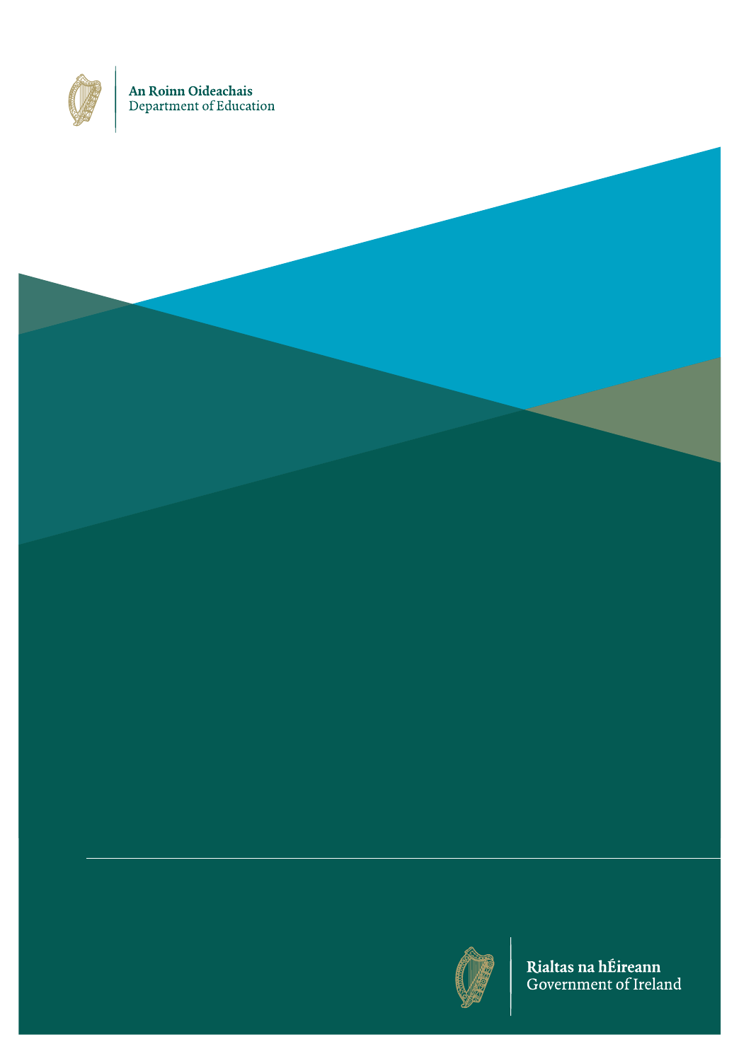An Roinn Oideachais
Department of Education

Rialtas na hÉireann
Government of Ireland